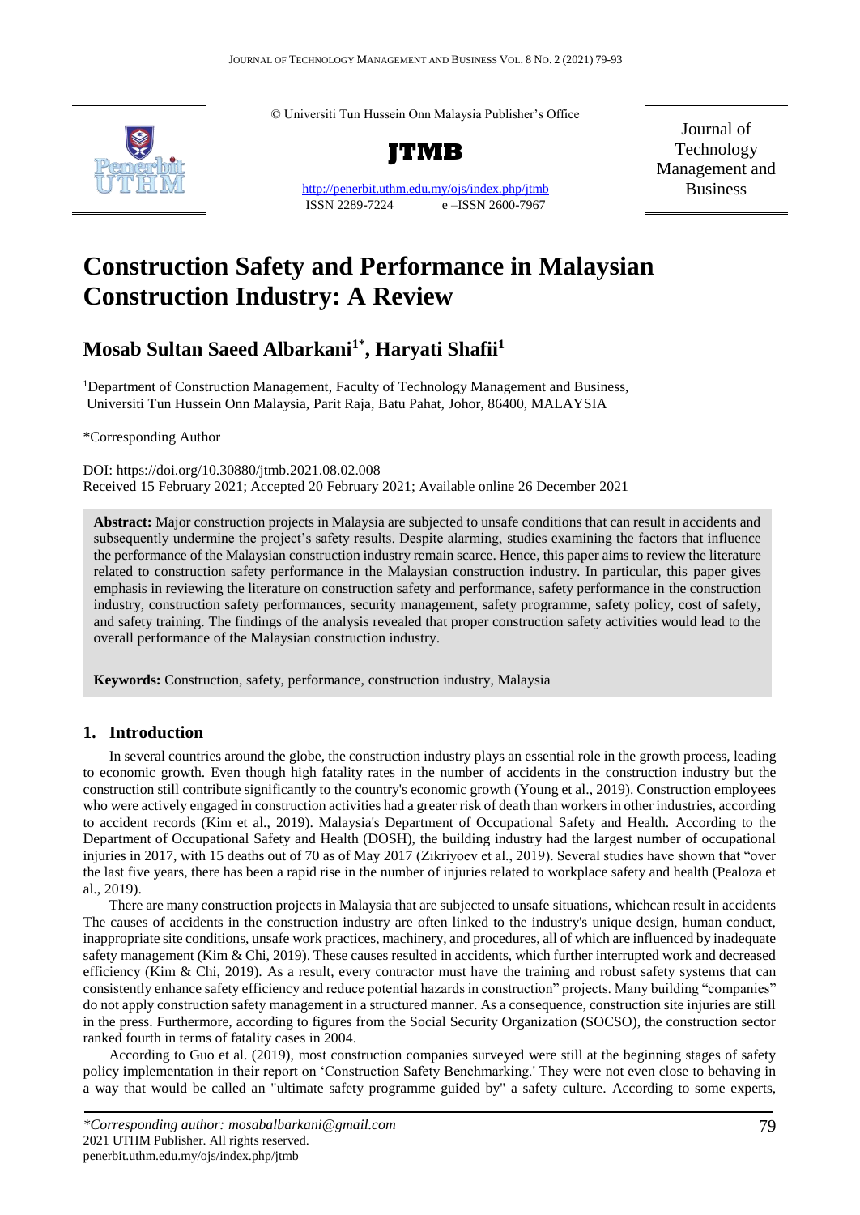© Universiti Tun Hussein Onn Malaysia Publisher's Office

**JTMB**

http://penerbit.uthm.edu.my/ojs/index.php/jtmb

ISSN 2289-7224 e –ISSN 2600-7967

Journal of Technology Management and Business

# Construction Safety and Performance in Malaysian Construction Industry: A Review

## Mosab Sultan Saeed Albarkani[1*], Haryati Shafii[1]

[1]Department of Construction Management, Faculty of Technology Management and Business, Universiti Tun Hussein Onn Malaysia, Parit Raja, Batu Pahat, Johor, 86400, MALAYSIA

*Corresponding Author

DOI: https://doi.org/10.30880/jtmb.2021.08.02.008

Received 15 February 2021; Accepted 20 February 2021; Available online 26 December 2021

**Abstract:** Major construction projects in Malaysia are subjected to unsafe conditions that can result in accidents and subsequently undermine the project's safety results. Despite alarming, studies examining the factors that influence the performance of the Malaysian construction industry remain scarce. Hence, this paper aims to review the literature related to construction safety performance in the Malaysian construction industry. In particular, this paper gives emphasis in reviewing the literature on construction safety and performance, safety performance in the construction industry, construction safety performances, security management, safety programme, safety policy, cost of safety, and safety training. The findings of the analysis revealed that proper construction safety activities would lead to the overall performance of the Malaysian construction industry.

**Keywords:** Construction, safety, performance, construction industry, Malaysia

## 1. Introduction

In several countries around the globe, the construction industry plays an essential role in the growth process, leading to economic growth. Even though high fatality rates in the number of accidents in the construction industry but the construction still contribute significantly to the country's economic growth (Young et al., 2019). Construction employees who were actively engaged in construction activities had a greater risk of death than workers in other industries, according to accident records (Kim et al., 2019). Malaysia's Department of Occupational Safety and Health. According to the Department of Occupational Safety and Health (DOSH), the building industry had the largest number of occupational injuries in 2017, with 15 deaths out of 70 as of May 2017 (Zikriyoev et al., 2019). Several studies have shown that "over the last five years, there has been a rapid rise in the number of injuries related to workplace safety and health (Pealoza et al., 2019).

There are many construction projects in Malaysia that are subjected to unsafe situations, whichcan result in accidents The causes of accidents in the construction industry are often linked to the industry's unique design, human conduct, inappropriate site conditions, unsafe work practices, machinery, and procedures, all of which are influenced by inadequate safety management (Kim & Chi, 2019). These causes resulted in accidents, which further interrupted work and decreased efficiency (Kim & Chi, 2019). As a result, every contractor must have the training and robust safety systems that can consistently enhance safety efficiency and reduce potential hazards in construction" projects. Many building "companies" do not apply construction safety management in a structured manner. As a consequence, construction site injuries are still in the press. Furthermore, according to figures from the Social Security Organization (SOCSO), the construction sector ranked fourth in terms of fatality cases in 2004.

According to Guo et al. (2019), most construction companies surveyed were still at the beginning stages of safety policy implementation in their report on 'Construction Safety Benchmarking.' They were not even close to behaving in a way that would be called an "ultimate safety programme guided by" a safety culture. According to some experts,

---

*\*Corresponding author: mosabalbarkani@gmail.com*

2021 UTHM Publisher. All rights reserved.

penerbit.uthm.edu.my/ojs/index.php/jtmb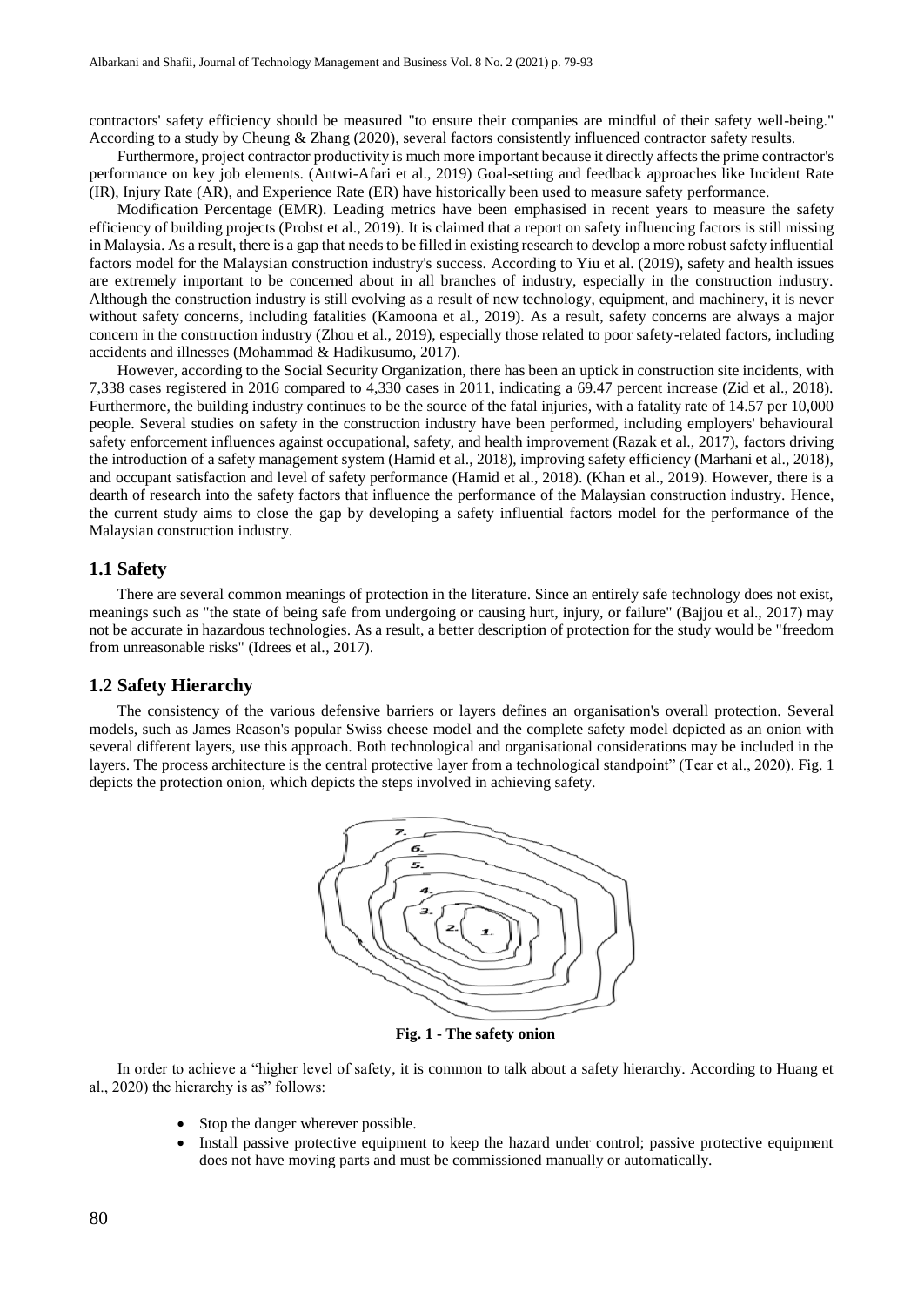contractors' safety efficiency should be measured "to ensure their companies are mindful of their safety well-being." According to a study by Cheung & Zhang (2020), several factors consistently influenced contractor safety results.

Furthermore, project contractor productivity is much more important because it directly affects the prime contractor's performance on key job elements. (Antwi-Afari et al., 2019) Goal-setting and feedback approaches like Incident Rate (IR), Injury Rate (AR), and Experience Rate (ER) have historically been used to measure safety performance.

Modification Percentage (EMR). Leading metrics have been emphasised in recent years to measure the safety efficiency of building projects (Probst et al., 2019). It is claimed that a report on safety influencing factors is still missing in Malaysia. As a result, there is a gap that needs to be filled in existing research to develop a more robust safety influential factors model for the Malaysian construction industry's success. According to Yiu et al. (2019), safety and health issues are extremely important to be concerned about in all branches of industry, especially in the construction industry. Although the construction industry is still evolving as a result of new technology, equipment, and machinery, it is never without safety concerns, including fatalities (Kamoona et al., 2019). As a result, safety concerns are always a major concern in the construction industry (Zhou et al., 2019), especially those related to poor safety-related factors, including accidents and illnesses (Mohammad & Hadikusumo, 2017).

However, according to the Social Security Organization, there has been an uptick in construction site incidents, with 7,338 cases registered in 2016 compared to 4,330 cases in 2011, indicating a 69.47 percent increase (Zid et al., 2018). Furthermore, the building industry continues to be the source of the fatal injuries, with a fatality rate of 14.57 per 10,000 people. Several studies on safety in the construction industry have been performed, including employers' behavioural safety enforcement influences against occupational, safety, and health improvement (Razak et al., 2017), factors driving the introduction of a safety management system (Hamid et al., 2018), improving safety efficiency (Marhani et al., 2018), and occupant satisfaction and level of safety performance (Hamid et al., 2018). (Khan et al., 2019). However, there is a dearth of research into the safety factors that influence the performance of the Malaysian construction industry. Hence, the current study aims to close the gap by developing a safety influential factors model for the performance of the Malaysian construction industry.

## 1.1 Safety

There are several common meanings of protection in the literature. Since an entirely safe technology does not exist, meanings such as "the state of being safe from undergoing or causing hurt, injury, or failure" (Bajjou et al., 2017) may not be accurate in hazardous technologies. As a result, a better description of protection for the study would be "freedom from unreasonable risks" (Idrees et al., 2017).

## 1.2 Safety Hierarchy

The consistency of the various defensive barriers or layers defines an organisation's overall protection. Several models, such as James Reason's popular Swiss cheese model and the complete safety model depicted as an onion with several different layers, use this approach. Both technological and organisational considerations may be included in the layers. The process architecture is the central protective layer from a technological standpoint" (Tear et al., 2020). Fig. 1 depicts the protection onion, which depicts the steps involved in achieving safety.

**Fig. 1 - The safety onion**

In order to achieve a "higher level of safety, it is common to talk about a safety hierarchy. According to Huang et al., 2020) the hierarchy is as" follows:

- Stop the danger wherever possible.
- Install passive protective equipment to keep the hazard under control; passive protective equipment does not have moving parts and must be commissioned manually or automatically.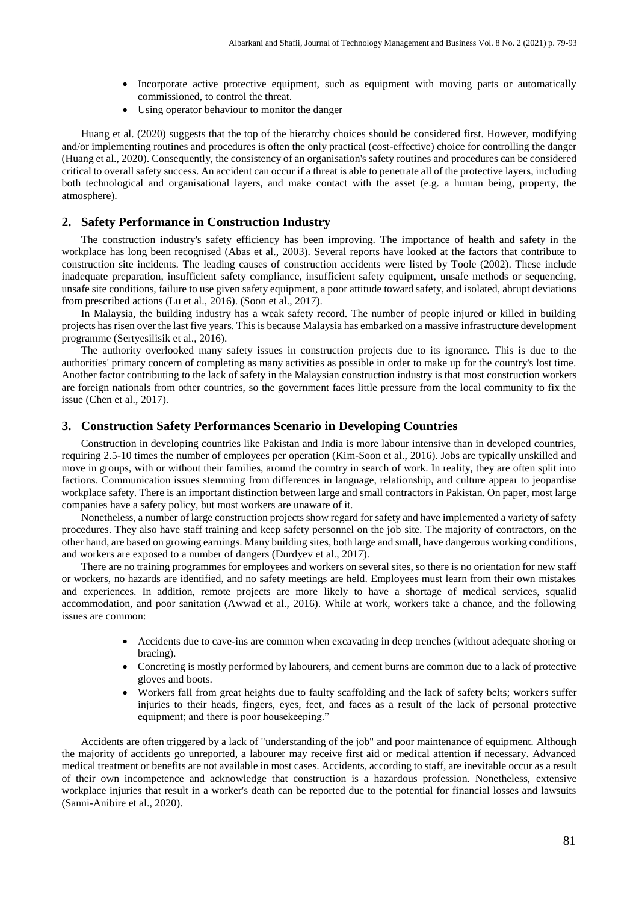- Incorporate active protective equipment, such as equipment with moving parts or automatically commissioned, to control the threat.
- Using operator behaviour to monitor the danger

Huang et al. (2020) suggests that the top of the hierarchy choices should be considered first. However, modifying and/or implementing routines and procedures is often the only practical (cost-effective) choice for controlling the danger (Huang et al., 2020). Consequently, the consistency of an organisation's safety routines and procedures can be considered critical to overall safety success. An accident can occur if a threat is able to penetrate all of the protective layers, including both technological and organisational layers, and make contact with the asset (e.g. a human being, property, the atmosphere).

## 2. Safety Performance in Construction Industry

The construction industry's safety efficiency has been improving. The importance of health and safety in the workplace has long been recognised (Abas et al., 2003). Several reports have looked at the factors that contribute to construction site incidents. The leading causes of construction accidents were listed by Toole (2002). These include inadequate preparation, insufficient safety compliance, insufficient safety equipment, unsafe methods or sequencing, unsafe site conditions, failure to use given safety equipment, a poor attitude toward safety, and isolated, abrupt deviations from prescribed actions (Lu et al., 2016). (Soon et al., 2017).

In Malaysia, the building industry has a weak safety record. The number of people injured or killed in building projects has risen over the last five years. This is because Malaysia has embarked on a massive infrastructure development programme (Sertyesilisik et al., 2016).

The authority overlooked many safety issues in construction projects due to its ignorance. This is due to the authorities' primary concern of completing as many activities as possible in order to make up for the country's lost time. Another factor contributing to the lack of safety in the Malaysian construction industry is that most construction workers are foreign nationals from other countries, so the government faces little pressure from the local community to fix the issue (Chen et al., 2017).

## 3. Construction Safety Performances Scenario in Developing Countries

Construction in developing countries like Pakistan and India is more labour intensive than in developed countries, requiring 2.5-10 times the number of employees per operation (Kim-Soon et al., 2016). Jobs are typically unskilled and move in groups, with or without their families, around the country in search of work. In reality, they are often split into factions. Communication issues stemming from differences in language, relationship, and culture appear to jeopardise workplace safety. There is an important distinction between large and small contractors in Pakistan. On paper, most large companies have a safety policy, but most workers are unaware of it.

Nonetheless, a number of large construction projects show regard for safety and have implemented a variety of safety procedures. They also have staff training and keep safety personnel on the job site. The majority of contractors, on the other hand, are based on growing earnings. Many building sites, both large and small, have dangerous working conditions, and workers are exposed to a number of dangers (Durdyev et al., 2017).

There are no training programmes for employees and workers on several sites, so there is no orientation for new staff or workers, no hazards are identified, and no safety meetings are held. Employees must learn from their own mistakes and experiences. In addition, remote projects are more likely to have a shortage of medical services, squalid accommodation, and poor sanitation (Awwad et al., 2016). While at work, workers take a chance, and the following issues are common:

- Accidents due to cave-ins are common when excavating in deep trenches (without adequate shoring or bracing).
- Concreting is mostly performed by labourers, and cement burns are common due to a lack of protective gloves and boots.
- Workers fall from great heights due to faulty scaffolding and the lack of safety belts; workers suffer injuries to their heads, fingers, eyes, feet, and faces as a result of the lack of personal protective equipment; and there is poor housekeeping."

Accidents are often triggered by a lack of "understanding of the job" and poor maintenance of equipment. Although the majority of accidents go unreported, a labourer may receive first aid or medical attention if necessary. Advanced medical treatment or benefits are not available in most cases. Accidents, according to staff, are inevitable occur as a result of their own incompetence and acknowledge that construction is a hazardous profession. Nonetheless, extensive workplace injuries that result in a worker's death can be reported due to the potential for financial losses and lawsuits (Sanni-Anibire et al., 2020).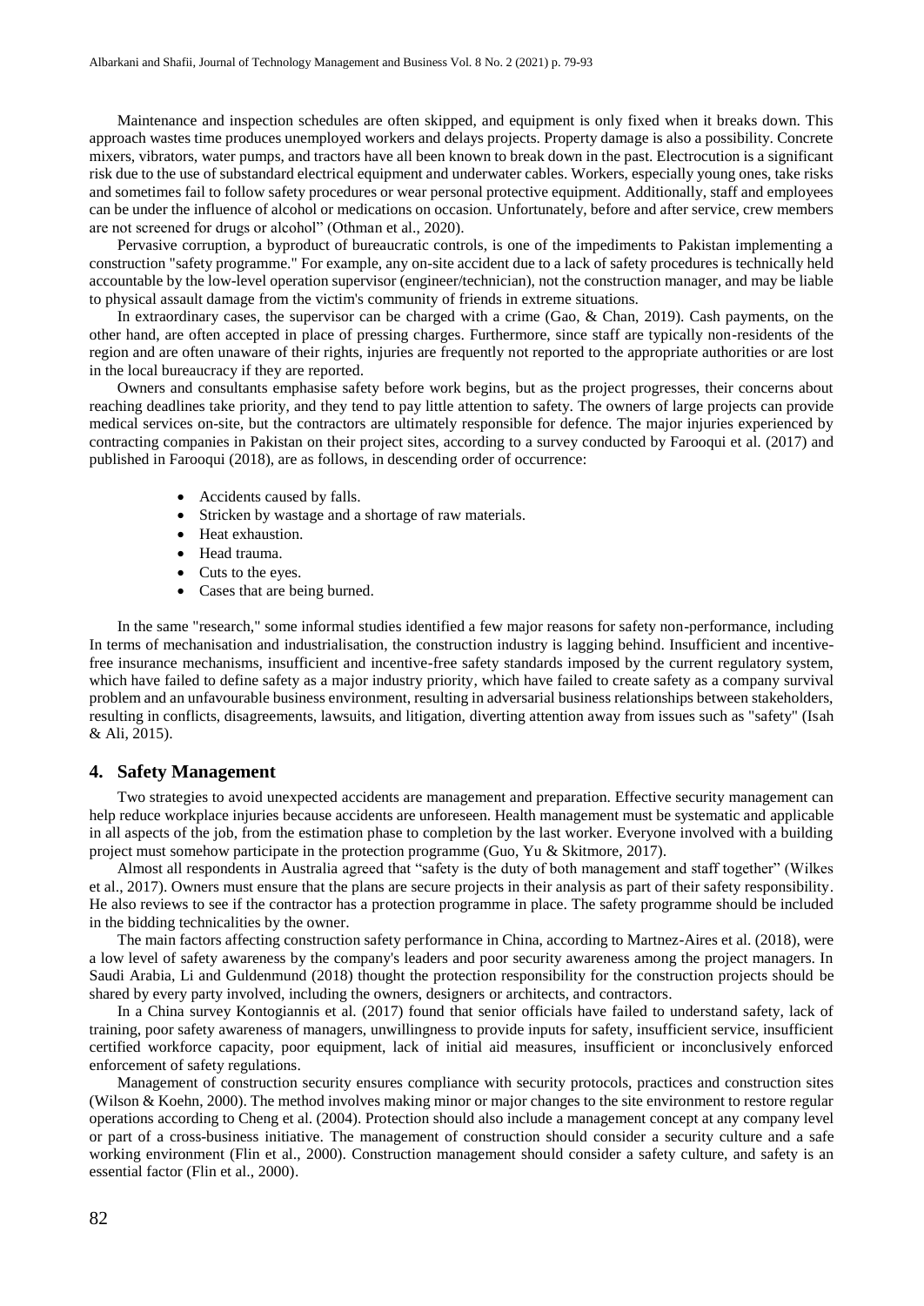Maintenance and inspection schedules are often skipped, and equipment is only fixed when it breaks down. This approach wastes time produces unemployed workers and delays projects. Property damage is also a possibility. Concrete mixers, vibrators, water pumps, and tractors have all been known to break down in the past. Electrocution is a significant risk due to the use of substandard electrical equipment and underwater cables. Workers, especially young ones, take risks and sometimes fail to follow safety procedures or wear personal protective equipment. Additionally, staff and employees can be under the influence of alcohol or medications on occasion. Unfortunately, before and after service, crew members are not screened for drugs or alcohol" (Othman et al., 2020).

Pervasive corruption, a byproduct of bureaucratic controls, is one of the impediments to Pakistan implementing a construction "safety programme." For example, any on-site accident due to a lack of safety procedures is technically held accountable by the low-level operation supervisor (engineer/technician), not the construction manager, and may be liable to physical assault damage from the victim's community of friends in extreme situations.

In extraordinary cases, the supervisor can be charged with a crime (Gao, & Chan, 2019). Cash payments, on the other hand, are often accepted in place of pressing charges. Furthermore, since staff are typically non-residents of the region and are often unaware of their rights, injuries are frequently not reported to the appropriate authorities or are lost in the local bureaucracy if they are reported.

Owners and consultants emphasise safety before work begins, but as the project progresses, their concerns about reaching deadlines take priority, and they tend to pay little attention to safety. The owners of large projects can provide medical services on-site, but the contractors are ultimately responsible for defence. The major injuries experienced by contracting companies in Pakistan on their project sites, according to a survey conducted by Farooqui et al. (2017) and published in Farooqui (2018), are as follows, in descending order of occurrence:

- Accidents caused by falls.
- Stricken by wastage and a shortage of raw materials.
- Heat exhaustion.
- Head trauma.
- Cuts to the eyes.
- Cases that are being burned.

In the same "research," some informal studies identified a few major reasons for safety non-performance, including In terms of mechanisation and industrialisation, the construction industry is lagging behind. Insufficient and incentive-free insurance mechanisms, insufficient and incentive-free safety standards imposed by the current regulatory system, which have failed to define safety as a major industry priority, which have failed to create safety as a company survival problem and an unfavourable business environment, resulting in adversarial business relationships between stakeholders, resulting in conflicts, disagreements, lawsuits, and litigation, diverting attention away from issues such as "safety" (Isah & Ali, 2015).

## 4. Safety Management

Two strategies to avoid unexpected accidents are management and preparation. Effective security management can help reduce workplace injuries because accidents are unforeseen. Health management must be systematic and applicable in all aspects of the job, from the estimation phase to completion by the last worker. Everyone involved with a building project must somehow participate in the protection programme (Guo, Yu & Skitmore, 2017).

Almost all respondents in Australia agreed that "safety is the duty of both management and staff together" (Wilkes et al., 2017). Owners must ensure that the plans are secure projects in their analysis as part of their safety responsibility. He also reviews to see if the contractor has a protection programme in place. The safety programme should be included in the bidding technicalities by the owner.

The main factors affecting construction safety performance in China, according to Martnez-Aires et al. (2018), were a low level of safety awareness by the company's leaders and poor security awareness among the project managers. In Saudi Arabia, Li and Guldenmund (2018) thought the protection responsibility for the construction projects should be shared by every party involved, including the owners, designers or architects, and contractors.

In a China survey Kontogiannis et al. (2017) found that senior officials have failed to understand safety, lack of training, poor safety awareness of managers, unwillingness to provide inputs for safety, insufficient service, insufficient certified workforce capacity, poor equipment, lack of initial aid measures, insufficient or inconclusively enforced enforcement of safety regulations.

Management of construction security ensures compliance with security protocols, practices and construction sites (Wilson & Koehn, 2000). The method involves making minor or major changes to the site environment to restore regular operations according to Cheng et al. (2004). Protection should also include a management concept at any company level or part of a cross-business initiative. The management of construction should consider a security culture and a safe working environment (Flin et al., 2000). Construction management should consider a safety culture, and safety is an essential factor (Flin et al., 2000).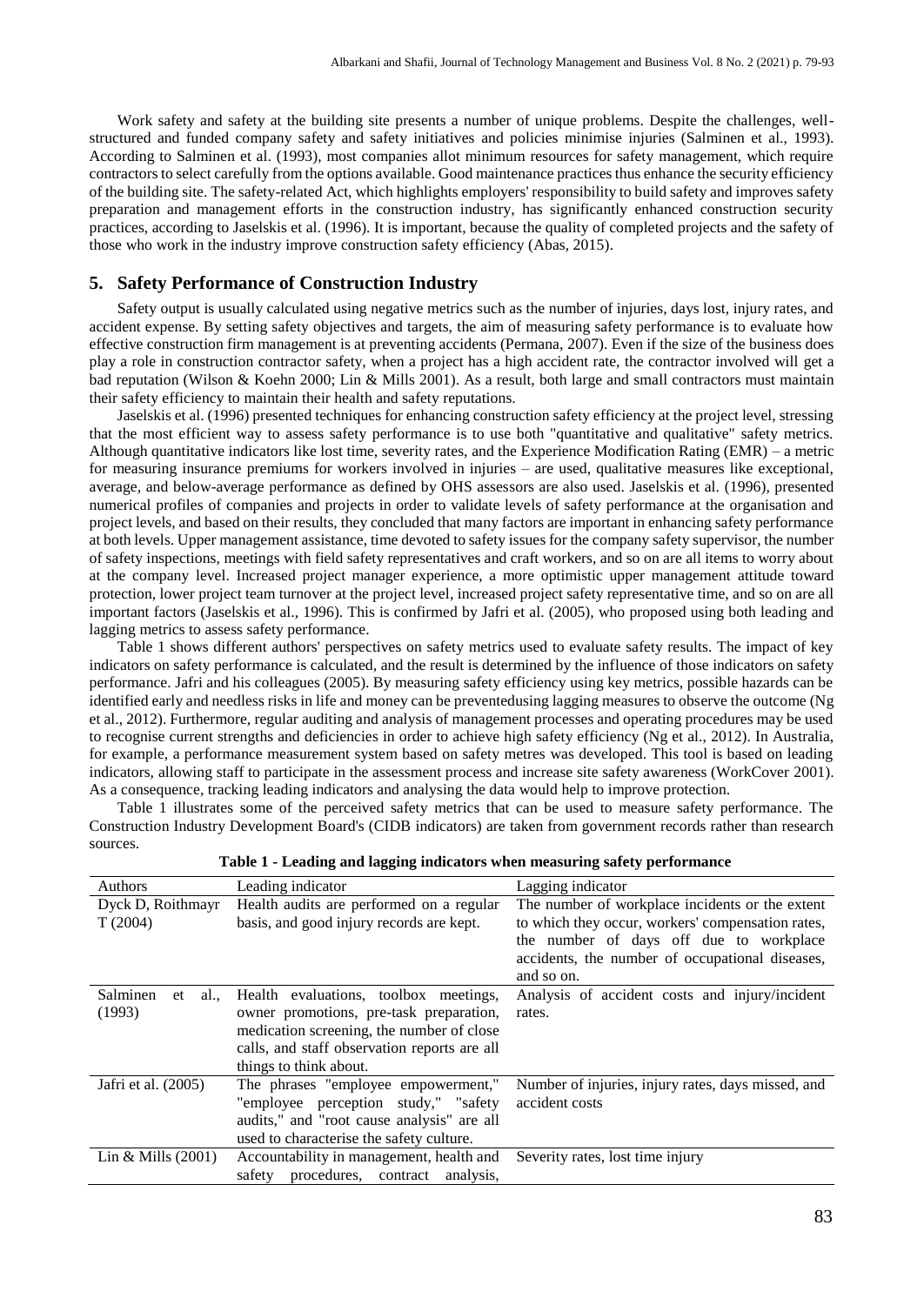Work safety and safety at the building site presents a number of unique problems. Despite the challenges, well-structured and funded company safety and safety initiatives and policies minimise injuries (Salminen et al., 1993). According to Salminen et al. (1993), most companies allot minimum resources for safety management, which require contractors to select carefully from the options available. Good maintenance practices thus enhance the security efficiency of the building site. The safety-related Act, which highlights employers' responsibility to build safety and improves safety preparation and management efforts in the construction industry, has significantly enhanced construction security practices, according to Jaselskis et al. (1996). It is important, because the quality of completed projects and the safety of those who work in the industry improve construction safety efficiency (Abas, 2015).

## 5. Safety Performance of Construction Industry

Safety output is usually calculated using negative metrics such as the number of injuries, days lost, injury rates, and accident expense. By setting safety objectives and targets, the aim of measuring safety performance is to evaluate how effective construction firm management is at preventing accidents (Permana, 2007). Even if the size of the business does play a role in construction contractor safety, when a project has a high accident rate, the contractor involved will get a bad reputation (Wilson & Koehn 2000; Lin & Mills 2001). As a result, both large and small contractors must maintain their safety efficiency to maintain their health and safety reputations.

Jaselskis et al. (1996) presented techniques for enhancing construction safety efficiency at the project level, stressing that the most efficient way to assess safety performance is to use both "quantitative and qualitative" safety metrics. Although quantitative indicators like lost time, severity rates, and the Experience Modification Rating (EMR) – a metric for measuring insurance premiums for workers involved in injuries – are used, qualitative measures like exceptional, average, and below-average performance as defined by OHS assessors are also used. Jaselskis et al. (1996), presented numerical profiles of companies and projects in order to validate levels of safety performance at the organisation and project levels, and based on their results, they concluded that many factors are important in enhancing safety performance at both levels. Upper management assistance, time devoted to safety issues for the company safety supervisor, the number of safety inspections, meetings with field safety representatives and craft workers, and so on are all items to worry about at the company level. Increased project manager experience, a more optimistic upper management attitude toward protection, lower project team turnover at the project level, increased project safety representative time, and so on are all important factors (Jaselskis et al., 1996). This is confirmed by Jafri et al. (2005), who proposed using both leading and lagging metrics to assess safety performance.

Table 1 shows different authors' perspectives on safety metrics used to evaluate safety results. The impact of key indicators on safety performance is calculated, and the result is determined by the influence of those indicators on safety performance. Jafri and his colleagues (2005). By measuring safety efficiency using key metrics, possible hazards can be identified early and needless risks in life and money can be preventedusing lagging measures to observe the outcome (Ng et al., 2012). Furthermore, regular auditing and analysis of management processes and operating procedures may be used to recognise current strengths and deficiencies in order to achieve high safety efficiency (Ng et al., 2012). In Australia, for example, a performance measurement system based on safety metres was developed. This tool is based on leading indicators, allowing staff to participate in the assessment process and increase site safety awareness (WorkCover 2001). As a consequence, tracking leading indicators and analysing the data would help to improve protection.

Table 1 illustrates some of the perceived safety metrics that can be used to measure safety performance. The Construction Industry Development Board's (CIDB indicators) are taken from government records rather than research sources.

**Table 1 - Leading and lagging indicators when measuring safety performance**

| Authors | Leading indicator | Lagging indicator |
|---|---|---|
| Dyck D, Roithmayr T (2004) | Health audits are performed on a regular basis, and good injury records are kept. | The number of workplace incidents or the extent to which they occur, workers' compensation rates, the number of days off due to workplace accidents, the number of occupational diseases, and so on. |
| Salminen et al., (1993) | Health evaluations, toolbox meetings, owner promotions, pre-task preparation, medication screening, the number of close calls, and staff observation reports are all things to think about. | Analysis of accident costs and injury/incident rates. |
| Jafri et al. (2005) | The phrases "employee empowerment," "employee perception study," "safety audits," and "root cause analysis" are all used to characterise the safety culture. | Number of injuries, injury rates, days missed, and accident costs |
| Lin & Mills (2001) | Accountability in management, health and safety procedures, contract analysis, | Severity rates, lost time injury |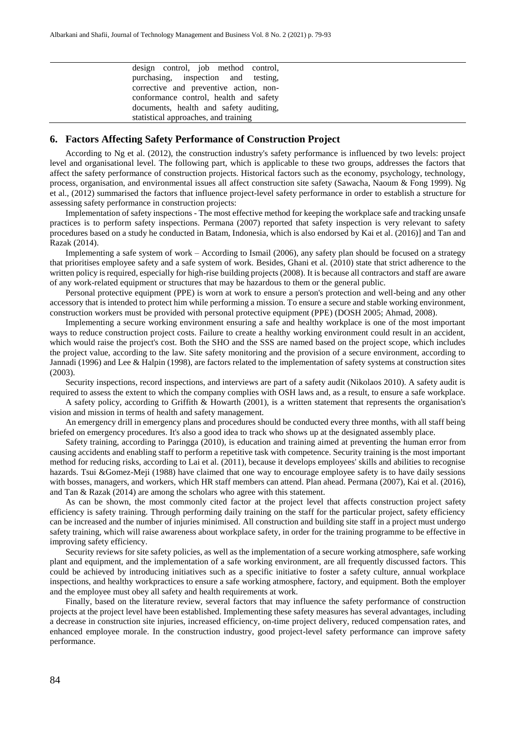| | design control, job method control, purchasing, inspection and testing, corrective and preventive action, non-conformance control, health and safety documents, health and safety auditing, statistical approaches, and training | |
|---|---|---|

## 6. Factors Affecting Safety Performance of Construction Project

According to Ng et al. (2012), the construction industry's safety performance is influenced by two levels: project level and organisational level. The following part, which is applicable to these two groups, addresses the factors that affect the safety performance of construction projects. Historical factors such as the economy, psychology, technology, process, organisation, and environmental issues all affect construction site safety (Sawacha, Naoum & Fong 1999). Ng et al., (2012) summarised the factors that influence project-level safety performance in order to establish a structure for assessing safety performance in construction projects:

Implementation of safety inspections - The most effective method for keeping the workplace safe and tracking unsafe practices is to perform safety inspections. Permana (2007) reported that safety inspection is very relevant to safety procedures based on a study he conducted in Batam, Indonesia, which is also endorsed by Kai et al. (2016)] and Tan and Razak (2014).

Implementing a safe system of work – According to Ismail (2006), any safety plan should be focused on a strategy that prioritises employee safety and a safe system of work. Besides, Ghani et al. (2010) state that strict adherence to the written policy is required, especially for high-rise building projects (2008). It is because all contractors and staff are aware of any work-related equipment or structures that may be hazardous to them or the general public.

Personal protective equipment (PPE) is worn at work to ensure a person's protection and well-being and any other accessory that is intended to protect him while performing a mission. To ensure a secure and stable working environment, construction workers must be provided with personal protective equipment (PPE) (DOSH 2005; Ahmad, 2008).

Implementing a secure working environment ensuring a safe and healthy workplace is one of the most important ways to reduce construction project costs. Failure to create a healthy working environment could result in an accident, which would raise the project's cost. Both the SHO and the SSS are named based on the project scope, which includes the project value, according to the law. Site safety monitoring and the provision of a secure environment, according to Jannadi (1996) and Lee & Halpin (1998), are factors related to the implementation of safety systems at construction sites (2003).

Security inspections, record inspections, and interviews are part of a safety audit (Nikolaos 2010). A safety audit is required to assess the extent to which the company complies with OSH laws and, as a result, to ensure a safe workplace.

A safety policy, according to Griffith & Howarth (2001), is a written statement that represents the organisation's vision and mission in terms of health and safety management.

An emergency drill in emergency plans and procedures should be conducted every three months, with all staff being briefed on emergency procedures. It's also a good idea to track who shows up at the designated assembly place.

Safety training, according to Paringga (2010), is education and training aimed at preventing the human error from causing accidents and enabling staff to perform a repetitive task with competence. Security training is the most important method for reducing risks, according to Lai et al. (2011), because it develops employees' skills and abilities to recognise hazards. Tsui &Gomez-Meji (1988) have claimed that one way to encourage employee safety is to have daily sessions with bosses, managers, and workers, which HR staff members can attend. Plan ahead. Permana (2007), Kai et al. (2016), and Tan & Razak (2014) are among the scholars who agree with this statement.

As can be shown, the most commonly cited factor at the project level that affects construction project safety efficiency is safety training. Through performing daily training on the staff for the particular project, safety efficiency can be increased and the number of injuries minimised. All construction and building site staff in a project must undergo safety training, which will raise awareness about workplace safety, in order for the training programme to be effective in improving safety efficiency.

Security reviews for site safety policies, as well as the implementation of a secure working atmosphere, safe working plant and equipment, and the implementation of a safe working environment, are all frequently discussed factors. This could be achieved by introducing initiatives such as a specific initiative to foster a safety culture, annual workplace inspections, and healthy workpractices to ensure a safe working atmosphere, factory, and equipment. Both the employer and the employee must obey all safety and health requirements at work.

Finally, based on the literature review, several factors that may influence the safety performance of construction projects at the project level have been established. Implementing these safety measures has several advantages, including a decrease in construction site injuries, increased efficiency, on-time project delivery, reduced compensation rates, and enhanced employee morale. In the construction industry, good project-level safety performance can improve safety performance.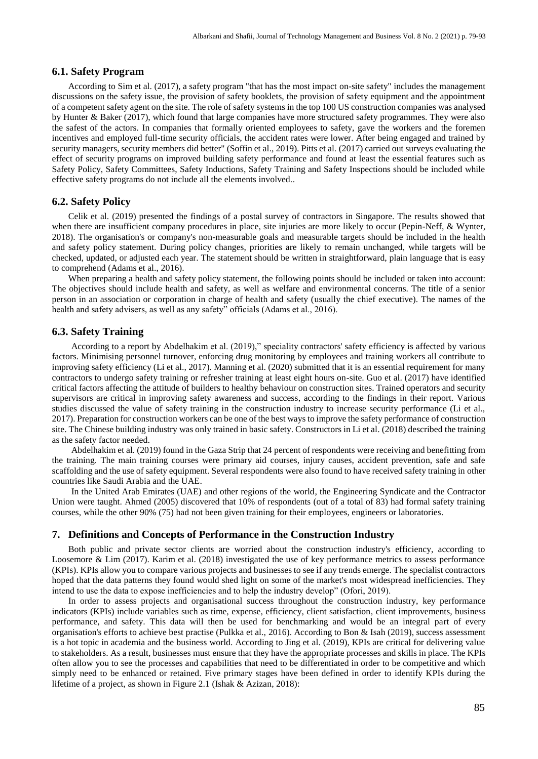## 6.1. Safety Program

According to Sim et al. (2017), a safety program "that has the most impact on-site safety" includes the management discussions on the safety issue, the provision of safety booklets, the provision of safety equipment and the appointment of a competent safety agent on the site. The role of safety systems in the top 100 US construction companies was analysed by Hunter & Baker (2017), which found that large companies have more structured safety programmes. They were also the safest of the actors. In companies that formally oriented employees to safety, gave the workers and the foremen incentives and employed full-time security officials, the accident rates were lower. After being engaged and trained by security managers, security members did better" (Soffin et al., 2019). Pitts et al. (2017) carried out surveys evaluating the effect of security programs on improved building safety performance and found at least the essential features such as Safety Policy, Safety Committees, Safety Inductions, Safety Training and Safety Inspections should be included while effective safety programs do not include all the elements involved..

## 6.2. Safety Policy

Celik et al. (2019) presented the findings of a postal survey of contractors in Singapore. The results showed that when there are insufficient company procedures in place, site injuries are more likely to occur (Pepin-Neff, & Wynter, 2018). The organisation's or company's non-measurable goals and measurable targets should be included in the health and safety policy statement. During policy changes, priorities are likely to remain unchanged, while targets will be checked, updated, or adjusted each year. The statement should be written in straightforward, plain language that is easy to comprehend (Adams et al., 2016).

When preparing a health and safety policy statement, the following points should be included or taken into account: The objectives should include health and safety, as well as welfare and environmental concerns. The title of a senior person in an association or corporation in charge of health and safety (usually the chief executive). The names of the health and safety advisers, as well as any safety" officials (Adams et al., 2016).

## 6.3. Safety Training

According to a report by Abdelhakim et al. (2019)," speciality contractors' safety efficiency is affected by various factors. Minimising personnel turnover, enforcing drug monitoring by employees and training workers all contribute to improving safety efficiency (Li et al., 2017). Manning et al. (2020) submitted that it is an essential requirement for many contractors to undergo safety training or refresher training at least eight hours on-site. Guo et al. (2017) have identified critical factors affecting the attitude of builders to healthy behaviour on construction sites. Trained operators and security supervisors are critical in improving safety awareness and success, according to the findings in their report. Various studies discussed the value of safety training in the construction industry to increase security performance (Li et al., 2017). Preparation for construction workers can be one of the best ways to improve the safety performance of construction site. The Chinese building industry was only trained in basic safety. Constructors in Li et al. (2018) described the training as the safety factor needed.

Abdelhakim et al. (2019) found in the Gaza Strip that 24 percent of respondents were receiving and benefitting from the training. The main training courses were primary aid courses, injury causes, accident prevention, safe and safe scaffolding and the use of safety equipment. Several respondents were also found to have received safety training in other countries like Saudi Arabia and the UAE.

In the United Arab Emirates (UAE) and other regions of the world, the Engineering Syndicate and the Contractor Union were taught. Ahmed (2005) discovered that 10% of respondents (out of a total of 83) had formal safety training courses, while the other 90% (75) had not been given training for their employees, engineers or laboratories.

# 7. Definitions and Concepts of Performance in the Construction Industry

Both public and private sector clients are worried about the construction industry's efficiency, according to Loosemore & Lim (2017). Karim et al. (2018) investigated the use of key performance metrics to assess performance (KPIs). KPIs allow you to compare various projects and businesses to see if any trends emerge. The specialist contractors hoped that the data patterns they found would shed light on some of the market's most widespread inefficiencies. They intend to use the data to expose inefficiencies and to help the industry develop" (Ofori, 2019).

In order to assess projects and organisational success throughout the construction industry, key performance indicators (KPIs) include variables such as time, expense, efficiency, client satisfaction, client improvements, business performance, and safety. This data will then be used for benchmarking and would be an integral part of every organisation's efforts to achieve best practise (Pulkka et al., 2016). According to Bon & Isah (2019), success assessment is a hot topic in academia and the business world. According to Jing et al. (2019), KPIs are critical for delivering value to stakeholders. As a result, businesses must ensure that they have the appropriate processes and skills in place. The KPIs often allow you to see the processes and capabilities that need to be differentiated in order to be competitive and which simply need to be enhanced or retained. Five primary stages have been defined in order to identify KPIs during the lifetime of a project, as shown in Figure 2.1 (Ishak & Azizan, 2018):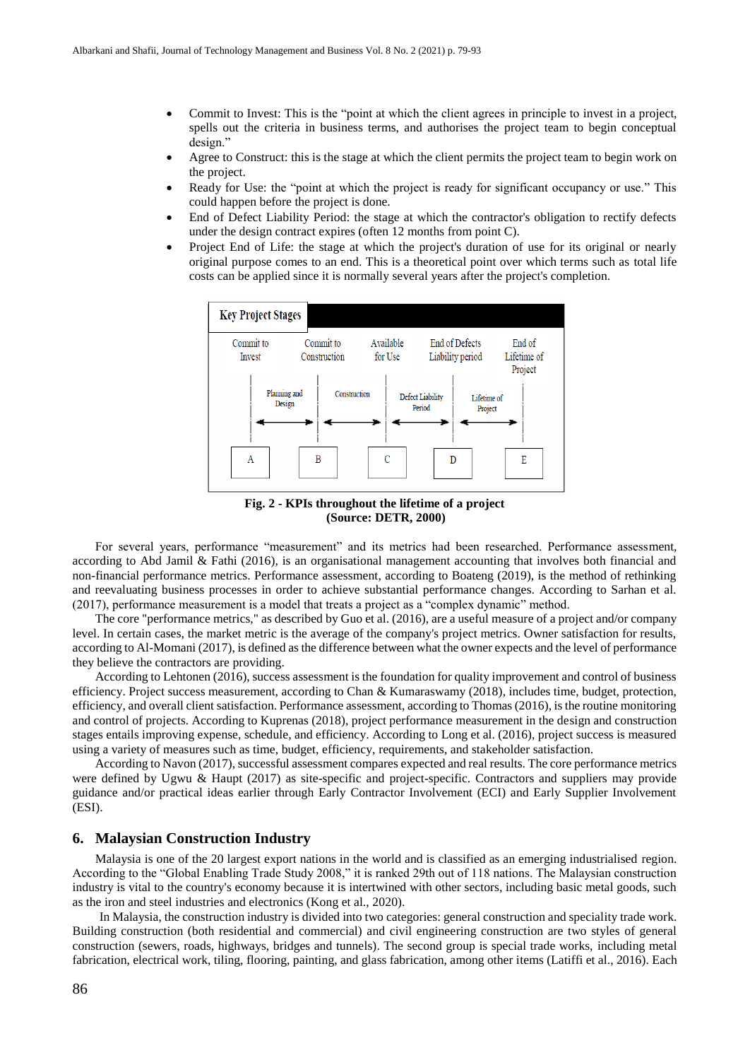- Commit to Invest: This is the “point at which the client agrees in principle to invest in a project, spells out the criteria in business terms, and authorises the project team to begin conceptual design.”
- Agree to Construct: this is the stage at which the client permits the project team to begin work on the project.
- Ready for Use: the “point at which the project is ready for significant occupancy or use.” This could happen before the project is done.
- End of Defect Liability Period: the stage at which the contractor's obligation to rectify defects under the design contract expires (often 12 months from point C).
- Project End of Life: the stage at which the project's duration of use for its original or nearly original purpose comes to an end. This is a theoretical point over which terms such as total life costs can be applied since it is normally several years after the project's completion.

**Key Project Stages**

| Commit to Invest | | Commit to Construction | | Available for Use | | End of Defects Liability period | | End of Lifetime of Project |
|---|---|---|---|---|---|---|---|---|
| | Planning and Design | | Construction | | Defect Liability Period | | Lifetime of Project | |
| A | | B | | C | | D | | E |

**Fig. 2 - KPIs throughout the lifetime of a project (Source: DETR, 2000)**

For several years, performance “measurement” and its metrics had been researched. Performance assessment, according to Abd Jamil & Fathi (2016), is an organisational management accounting that involves both financial and non-financial performance metrics. Performance assessment, according to Boateng (2019), is the method of rethinking and reevaluating business processes in order to achieve substantial performance changes. According to Sarhan et al. (2017), performance measurement is a model that treats a project as a “complex dynamic” method.

The core "performance metrics," as described by Guo et al. (2016), are a useful measure of a project and/or company level. In certain cases, the market metric is the average of the company's project metrics. Owner satisfaction for results, according to Al-Momani (2017), is defined as the difference between what the owner expects and the level of performance they believe the contractors are providing.

According to Lehtonen (2016), success assessment is the foundation for quality improvement and control of business efficiency. Project success measurement, according to Chan & Kumaraswamy (2018), includes time, budget, protection, efficiency, and overall client satisfaction. Performance assessment, according to Thomas (2016), is the routine monitoring and control of projects. According to Kuprenas (2018), project performance measurement in the design and construction stages entails improving expense, schedule, and efficiency. According to Long et al. (2016), project success is measured using a variety of measures such as time, budget, efficiency, requirements, and stakeholder satisfaction.

According to Navon (2017), successful assessment compares expected and real results. The core performance metrics were defined by Ugwu & Haupt (2017) as site-specific and project-specific. Contractors and suppliers may provide guidance and/or practical ideas earlier through Early Contractor Involvement (ECI) and Early Supplier Involvement (ESI).

## 6. Malaysian Construction Industry

Malaysia is one of the 20 largest export nations in the world and is classified as an emerging industrialised region. According to the “Global Enabling Trade Study 2008,” it is ranked 29th out of 118 nations. The Malaysian construction industry is vital to the country's economy because it is intertwined with other sectors, including basic metal goods, such as the iron and steel industries and electronics (Kong et al., 2020).

In Malaysia, the construction industry is divided into two categories: general construction and speciality trade work. Building construction (both residential and commercial) and civil engineering construction are two styles of general construction (sewers, roads, highways, bridges and tunnels). The second group is special trade works, including metal fabrication, electrical work, tiling, flooring, painting, and glass fabrication, among other items (Latiffi et al., 2016). Each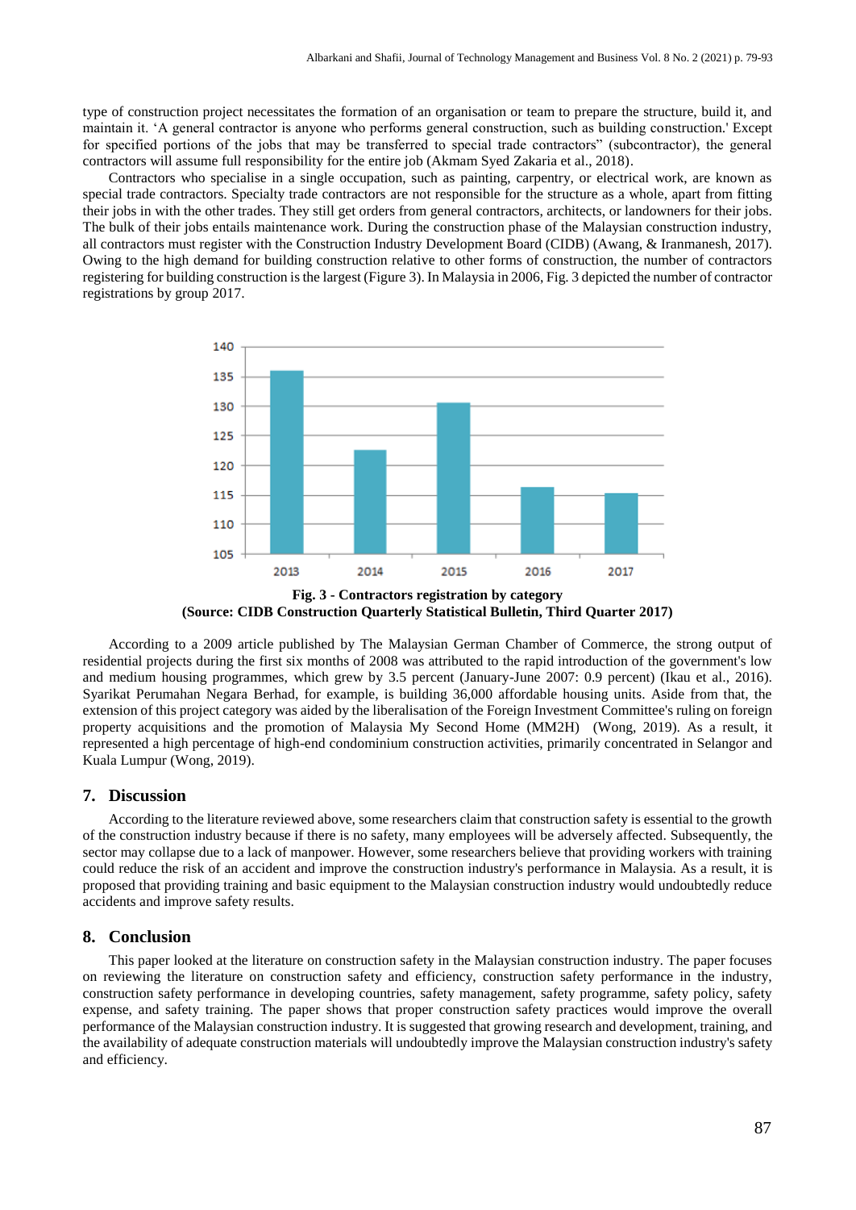type of construction project necessitates the formation of an organisation or team to prepare the structure, build it, and maintain it. 'A general contractor is anyone who performs general construction, such as building construction.' Except for specified portions of the jobs that may be transferred to special trade contractors" (subcontractor), the general contractors will assume full responsibility for the entire job (Akmam Syed Zakaria et al., 2018).

Contractors who specialise in a single occupation, such as painting, carpentry, or electrical work, are known as special trade contractors. Specialty trade contractors are not responsible for the structure as a whole, apart from fitting their jobs in with the other trades. They still get orders from general contractors, architects, or landowners for their jobs. The bulk of their jobs entails maintenance work. During the construction phase of the Malaysian construction industry, all contractors must register with the Construction Industry Development Board (CIDB) (Awang, & Iranmanesh, 2017). Owing to the high demand for building construction relative to other forms of construction, the number of contractors registering for building construction is the largest (Figure 3). In Malaysia in 2006, Fig. 3 depicted the number of contractor registrations by group 2017.

**Fig. 3 - Contractors registration by category**
**(Source: CIDB Construction Quarterly Statistical Bulletin, Third Quarter 2017)**

According to a 2009 article published by The Malaysian German Chamber of Commerce, the strong output of residential projects during the first six months of 2008 was attributed to the rapid introduction of the government's low and medium housing programmes, which grew by 3.5 percent (January-June 2007: 0.9 percent) (Ikau et al., 2016). Syarikat Perumahan Negara Berhad, for example, is building 36,000 affordable housing units. Aside from that, the extension of this project category was aided by the liberalisation of the Foreign Investment Committee's ruling on foreign property acquisitions and the promotion of Malaysia My Second Home (MM2H) (Wong, 2019). As a result, it represented a high percentage of high-end condominium construction activities, primarily concentrated in Selangor and Kuala Lumpur (Wong, 2019).

## 7. Discussion

According to the literature reviewed above, some researchers claim that construction safety is essential to the growth of the construction industry because if there is no safety, many employees will be adversely affected. Subsequently, the sector may collapse due to a lack of manpower. However, some researchers believe that providing workers with training could reduce the risk of an accident and improve the construction industry's performance in Malaysia. As a result, it is proposed that providing training and basic equipment to the Malaysian construction industry would undoubtedly reduce accidents and improve safety results.

## 8. Conclusion

This paper looked at the literature on construction safety in the Malaysian construction industry. The paper focuses on reviewing the literature on construction safety and efficiency, construction safety performance in the industry, construction safety performance in developing countries, safety management, safety programme, safety policy, safety expense, and safety training. The paper shows that proper construction safety practices would improve the overall performance of the Malaysian construction industry. It is suggested that growing research and development, training, and the availability of adequate construction materials will undoubtedly improve the Malaysian construction industry's safety and efficiency.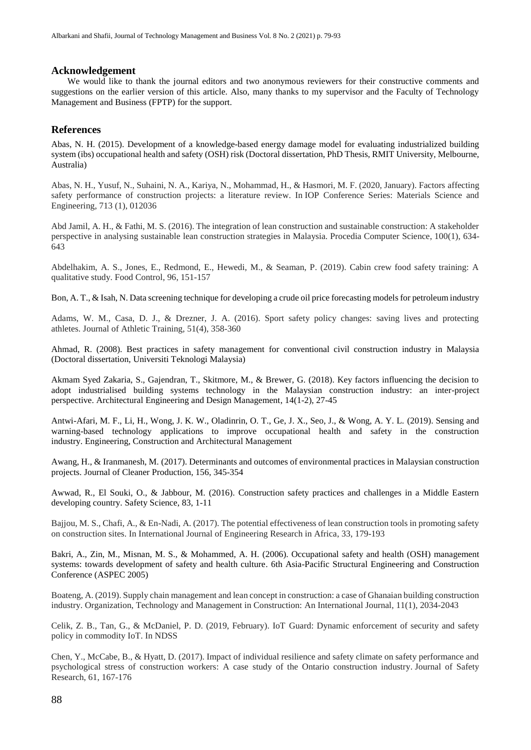## Acknowledgement

We would like to thank the journal editors and two anonymous reviewers for their constructive comments and suggestions on the earlier version of this article. Also, many thanks to my supervisor and the Faculty of Technology Management and Business (FPTP) for the support.

## References

Abas, N. H. (2015). Development of a knowledge-based energy damage model for evaluating industrialized building system (ibs) occupational health and safety (OSH) risk (Doctoral dissertation, PhD Thesis, RMIT University, Melbourne, Australia)

Abas, N. H., Yusuf, N., Suhaini, N. A., Kariya, N., Mohammad, H., & Hasmori, M. F. (2020, January). Factors affecting safety performance of construction projects: a literature review. In IOP Conference Series: Materials Science and Engineering, 713 (1), 012036

Abd Jamil, A. H., & Fathi, M. S. (2016). The integration of lean construction and sustainable construction: A stakeholder perspective in analysing sustainable lean construction strategies in Malaysia. Procedia Computer Science, 100(1), 634-643

Abdelhakim, A. S., Jones, E., Redmond, E., Hewedi, M., & Seaman, P. (2019). Cabin crew food safety training: A qualitative study. Food Control, 96, 151-157

Bon, A. T., & Isah, N. Data screening technique for developing a crude oil price forecasting models for petroleum industry

Adams, W. M., Casa, D. J., & Drezner, J. A. (2016). Sport safety policy changes: saving lives and protecting athletes. Journal of Athletic Training, 51(4), 358-360

Ahmad, R. (2008). Best practices in safety management for conventional civil construction industry in Malaysia (Doctoral dissertation, Universiti Teknologi Malaysia)

Akmam Syed Zakaria, S., Gajendran, T., Skitmore, M., & Brewer, G. (2018). Key factors influencing the decision to adopt industrialised building systems technology in the Malaysian construction industry: an inter-project perspective. Architectural Engineering and Design Management, 14(1-2), 27-45

Antwi-Afari, M. F., Li, H., Wong, J. K. W., Oladinrin, O. T., Ge, J. X., Seo, J., & Wong, A. Y. L. (2019). Sensing and warning-based technology applications to improve occupational health and safety in the construction industry. Engineering, Construction and Architectural Management

Awang, H., & Iranmanesh, M. (2017). Determinants and outcomes of environmental practices in Malaysian construction projects. Journal of Cleaner Production, 156, 345-354

Awwad, R., El Souki, O., & Jabbour, M. (2016). Construction safety practices and challenges in a Middle Eastern developing country. Safety Science, 83, 1-11

Bajjou, M. S., Chafi, A., & En-Nadi, A. (2017). The potential effectiveness of lean construction tools in promoting safety on construction sites. In International Journal of Engineering Research in Africa, 33, 179-193

Bakri, A., Zin, M., Misnan, M. S., & Mohammed, A. H. (2006). Occupational safety and health (OSH) management systems: towards development of safety and health culture. 6th Asia-Pacific Structural Engineering and Construction Conference (ASPEC 2005)

Boateng, A. (2019). Supply chain management and lean concept in construction: a case of Ghanaian building construction industry. Organization, Technology and Management in Construction: An International Journal, 11(1), 2034-2043

Celik, Z. B., Tan, G., & McDaniel, P. D. (2019, February). IoT Guard: Dynamic enforcement of security and safety policy in commodity IoT. In NDSS

Chen, Y., McCabe, B., & Hyatt, D. (2017). Impact of individual resilience and safety climate on safety performance and psychological stress of construction workers: A case study of the Ontario construction industry. Journal of Safety Research, 61, 167-176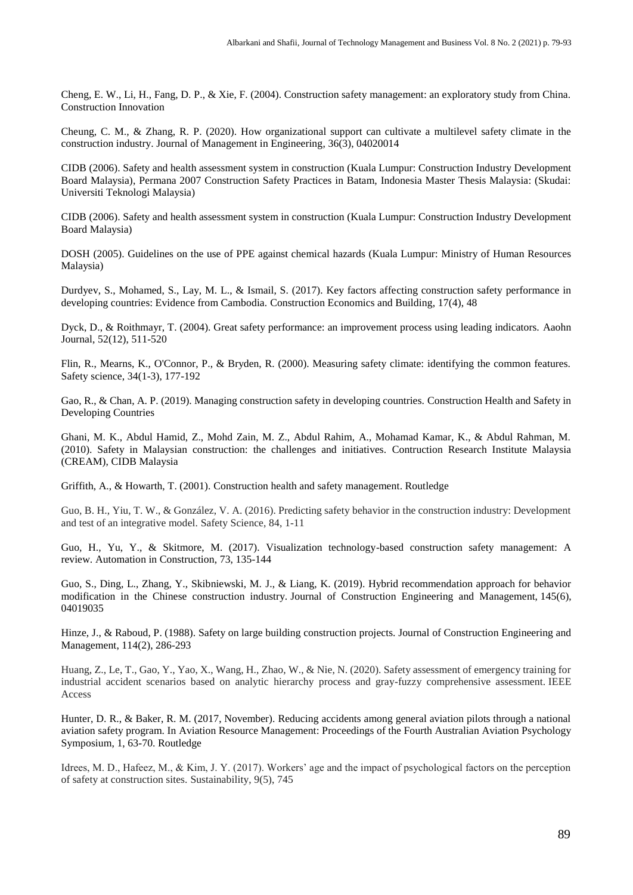Cheng, E. W., Li, H., Fang, D. P., & Xie, F. (2004). Construction safety management: an exploratory study from China. Construction Innovation

Cheung, C. M., & Zhang, R. P. (2020). How organizational support can cultivate a multilevel safety climate in the construction industry. Journal of Management in Engineering, 36(3), 04020014

CIDB (2006). Safety and health assessment system in construction (Kuala Lumpur: Construction Industry Development Board Malaysia), Permana 2007 Construction Safety Practices in Batam, Indonesia Master Thesis Malaysia: (Skudai: Universiti Teknologi Malaysia)

CIDB (2006). Safety and health assessment system in construction (Kuala Lumpur: Construction Industry Development Board Malaysia)

DOSH (2005). Guidelines on the use of PPE against chemical hazards (Kuala Lumpur: Ministry of Human Resources Malaysia)

Durdyev, S., Mohamed, S., Lay, M. L., & Ismail, S. (2017). Key factors affecting construction safety performance in developing countries: Evidence from Cambodia. Construction Economics and Building, 17(4), 48

Dyck, D., & Roithmayr, T. (2004). Great safety performance: an improvement process using leading indicators. Aaohn Journal, 52(12), 511-520

Flin, R., Mearns, K., O'Connor, P., & Bryden, R. (2000). Measuring safety climate: identifying the common features. Safety science, 34(1-3), 177-192

Gao, R., & Chan, A. P. (2019). Managing construction safety in developing countries. Construction Health and Safety in Developing Countries

Ghani, M. K., Abdul Hamid, Z., Mohd Zain, M. Z., Abdul Rahim, A., Mohamad Kamar, K., & Abdul Rahman, M. (2010). Safety in Malaysian construction: the challenges and initiatives. Contruction Research Institute Malaysia (CREAM), CIDB Malaysia

Griffith, A., & Howarth, T. (2001). Construction health and safety management. Routledge

Guo, B. H., Yiu, T. W., & González, V. A. (2016). Predicting safety behavior in the construction industry: Development and test of an integrative model. Safety Science, 84, 1-11

Guo, H., Yu, Y., & Skitmore, M. (2017). Visualization technology-based construction safety management: A review. Automation in Construction, 73, 135-144

Guo, S., Ding, L., Zhang, Y., Skibniewski, M. J., & Liang, K. (2019). Hybrid recommendation approach for behavior modification in the Chinese construction industry. Journal of Construction Engineering and Management, 145(6), 04019035

Hinze, J., & Raboud, P. (1988). Safety on large building construction projects. Journal of Construction Engineering and Management, 114(2), 286-293

Huang, Z., Le, T., Gao, Y., Yao, X., Wang, H., Zhao, W., & Nie, N. (2020). Safety assessment of emergency training for industrial accident scenarios based on analytic hierarchy process and gray-fuzzy comprehensive assessment. IEEE Access

Hunter, D. R., & Baker, R. M. (2017, November). Reducing accidents among general aviation pilots through a national aviation safety program. In Aviation Resource Management: Proceedings of the Fourth Australian Aviation Psychology Symposium, 1, 63-70. Routledge

Idrees, M. D., Hafeez, M., & Kim, J. Y. (2017). Workers' age and the impact of psychological factors on the perception of safety at construction sites. Sustainability, 9(5), 745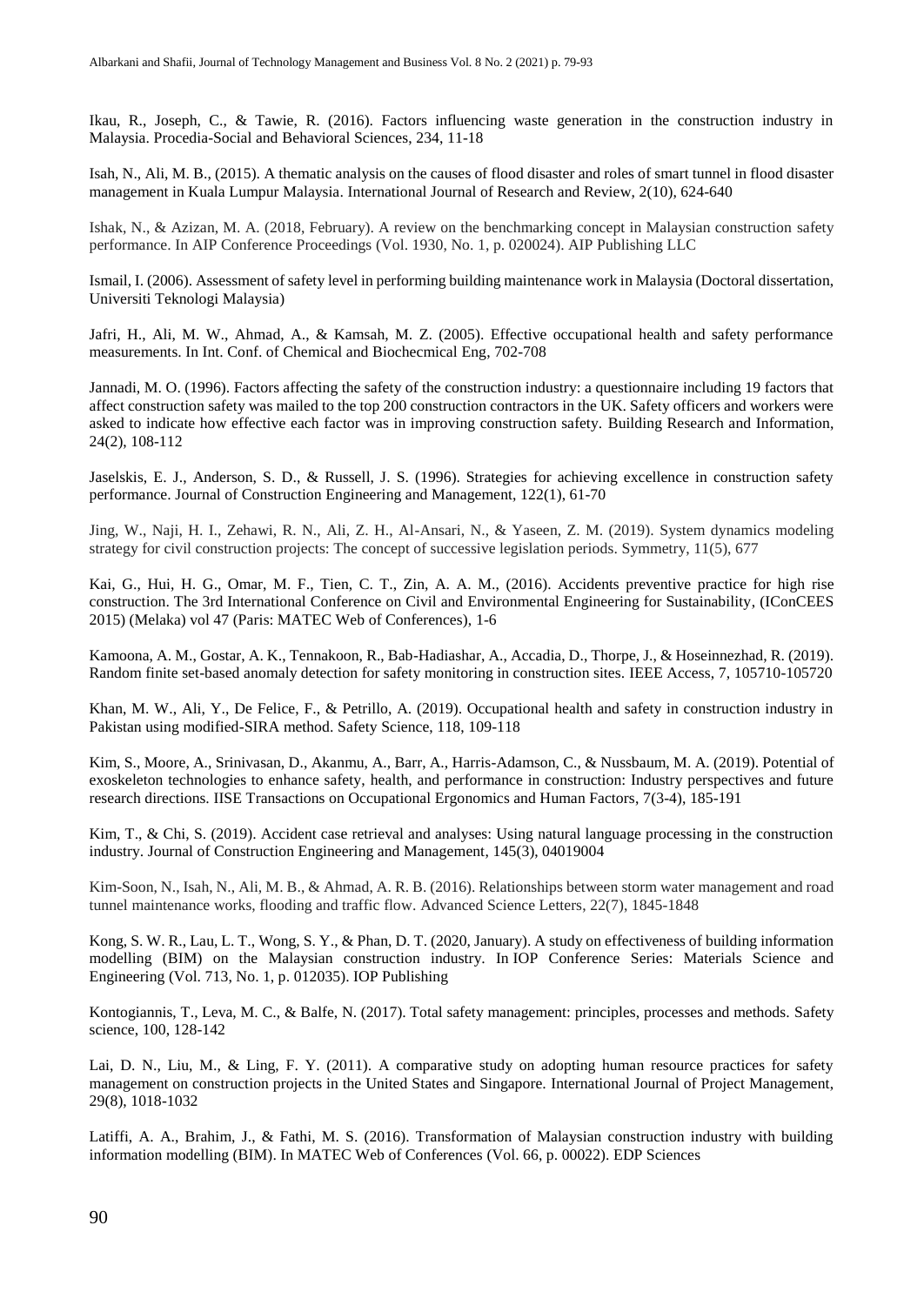Ikau, R., Joseph, C., & Tawie, R. (2016). Factors influencing waste generation in the construction industry in Malaysia. Procedia-Social and Behavioral Sciences, 234, 11-18

Isah, N., Ali, M. B., (2015). A thematic analysis on the causes of flood disaster and roles of smart tunnel in flood disaster management in Kuala Lumpur Malaysia. International Journal of Research and Review, 2(10), 624-640

Ishak, N., & Azizan, M. A. (2018, February). A review on the benchmarking concept in Malaysian construction safety performance. In AIP Conference Proceedings (Vol. 1930, No. 1, p. 020024). AIP Publishing LLC

Ismail, I. (2006). Assessment of safety level in performing building maintenance work in Malaysia (Doctoral dissertation, Universiti Teknologi Malaysia)

Jafri, H., Ali, M. W., Ahmad, A., & Kamsah, M. Z. (2005). Effective occupational health and safety performance measurements. In Int. Conf. of Chemical and Biochecmical Eng, 702-708

Jannadi, M. O. (1996). Factors affecting the safety of the construction industry: a questionnaire including 19 factors that affect construction safety was mailed to the top 200 construction contractors in the UK. Safety officers and workers were asked to indicate how effective each factor was in improving construction safety. Building Research and Information, 24(2), 108-112

Jaselskis, E. J., Anderson, S. D., & Russell, J. S. (1996). Strategies for achieving excellence in construction safety performance. Journal of Construction Engineering and Management, 122(1), 61-70

Jing, W., Naji, H. I., Zehawi, R. N., Ali, Z. H., Al-Ansari, N., & Yaseen, Z. M. (2019). System dynamics modeling strategy for civil construction projects: The concept of successive legislation periods. Symmetry, 11(5), 677

Kai, G., Hui, H. G., Omar, M. F., Tien, C. T., Zin, A. A. M., (2016). Accidents preventive practice for high rise construction. The 3rd International Conference on Civil and Environmental Engineering for Sustainability, (IConCEES 2015) (Melaka) vol 47 (Paris: MATEC Web of Conferences), 1-6

Kamoona, A. M., Gostar, A. K., Tennakoon, R., Bab-Hadiashar, A., Accadia, D., Thorpe, J., & Hoseinnezhad, R. (2019). Random finite set-based anomaly detection for safety monitoring in construction sites. IEEE Access, 7, 105710-105720

Khan, M. W., Ali, Y., De Felice, F., & Petrillo, A. (2019). Occupational health and safety in construction industry in Pakistan using modified-SIRA method. Safety Science, 118, 109-118

Kim, S., Moore, A., Srinivasan, D., Akanmu, A., Barr, A., Harris-Adamson, C., & Nussbaum, M. A. (2019). Potential of exoskeleton technologies to enhance safety, health, and performance in construction: Industry perspectives and future research directions. IISE Transactions on Occupational Ergonomics and Human Factors, 7(3-4), 185-191

Kim, T., & Chi, S. (2019). Accident case retrieval and analyses: Using natural language processing in the construction industry. Journal of Construction Engineering and Management, 145(3), 04019004

Kim-Soon, N., Isah, N., Ali, M. B., & Ahmad, A. R. B. (2016). Relationships between storm water management and road tunnel maintenance works, flooding and traffic flow. Advanced Science Letters, 22(7), 1845-1848

Kong, S. W. R., Lau, L. T., Wong, S. Y., & Phan, D. T. (2020, January). A study on effectiveness of building information modelling (BIM) on the Malaysian construction industry. In IOP Conference Series: Materials Science and Engineering (Vol. 713, No. 1, p. 012035). IOP Publishing

Kontogiannis, T., Leva, M. C., & Balfe, N. (2017). Total safety management: principles, processes and methods. Safety science, 100, 128-142

Lai, D. N., Liu, M., & Ling, F. Y. (2011). A comparative study on adopting human resource practices for safety management on construction projects in the United States and Singapore. International Journal of Project Management, 29(8), 1018-1032

Latiffi, A. A., Brahim, J., & Fathi, M. S. (2016). Transformation of Malaysian construction industry with building information modelling (BIM). In MATEC Web of Conferences (Vol. 66, p. 00022). EDP Sciences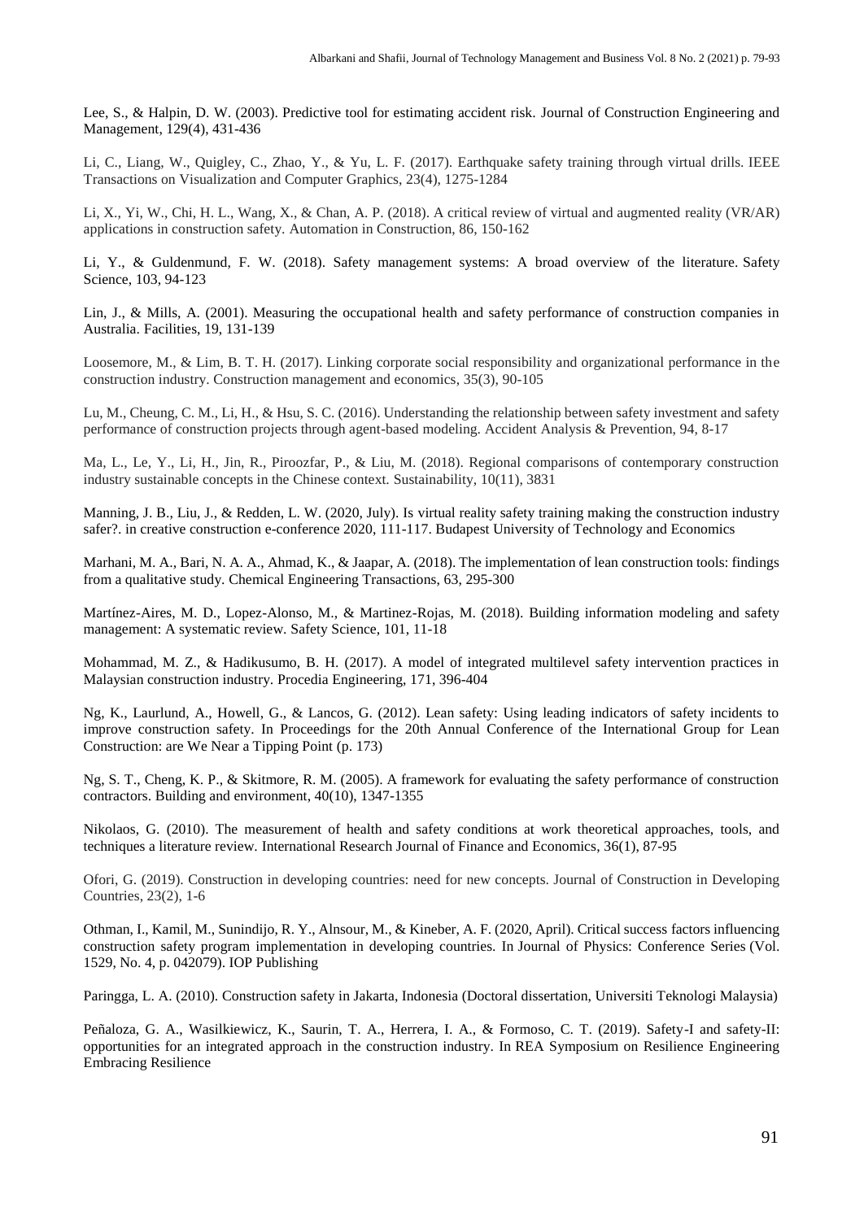Lee, S., & Halpin, D. W. (2003). Predictive tool for estimating accident risk. Journal of Construction Engineering and Management, 129(4), 431-436

Li, C., Liang, W., Quigley, C., Zhao, Y., & Yu, L. F. (2017). Earthquake safety training through virtual drills. IEEE Transactions on Visualization and Computer Graphics, 23(4), 1275-1284

Li, X., Yi, W., Chi, H. L., Wang, X., & Chan, A. P. (2018). A critical review of virtual and augmented reality (VR/AR) applications in construction safety. Automation in Construction, 86, 150-162

Li, Y., & Guldenmund, F. W. (2018). Safety management systems: A broad overview of the literature. Safety Science, 103, 94-123

Lin, J., & Mills, A. (2001). Measuring the occupational health and safety performance of construction companies in Australia. Facilities, 19, 131-139

Loosemore, M., & Lim, B. T. H. (2017). Linking corporate social responsibility and organizational performance in the construction industry. Construction management and economics, 35(3), 90-105

Lu, M., Cheung, C. M., Li, H., & Hsu, S. C. (2016). Understanding the relationship between safety investment and safety performance of construction projects through agent-based modeling. Accident Analysis & Prevention, 94, 8-17

Ma, L., Le, Y., Li, H., Jin, R., Piroozfar, P., & Liu, M. (2018). Regional comparisons of contemporary construction industry sustainable concepts in the Chinese context. Sustainability, 10(11), 3831

Manning, J. B., Liu, J., & Redden, L. W. (2020, July). Is virtual reality safety training making the construction industry safer?. in creative construction e-conference 2020, 111-117. Budapest University of Technology and Economics

Marhani, M. A., Bari, N. A. A., Ahmad, K., & Jaapar, A. (2018). The implementation of lean construction tools: findings from a qualitative study. Chemical Engineering Transactions, 63, 295-300

Martínez-Aires, M. D., Lopez-Alonso, M., & Martinez-Rojas, M. (2018). Building information modeling and safety management: A systematic review. Safety Science, 101, 11-18

Mohammad, M. Z., & Hadikusumo, B. H. (2017). A model of integrated multilevel safety intervention practices in Malaysian construction industry. Procedia Engineering, 171, 396-404

Ng, K., Laurlund, A., Howell, G., & Lancos, G. (2012). Lean safety: Using leading indicators of safety incidents to improve construction safety. In Proceedings for the 20th Annual Conference of the International Group for Lean Construction: are We Near a Tipping Point (p. 173)

Ng, S. T., Cheng, K. P., & Skitmore, R. M. (2005). A framework for evaluating the safety performance of construction contractors. Building and environment, 40(10), 1347-1355

Nikolaos, G. (2010). The measurement of health and safety conditions at work theoretical approaches, tools, and techniques a literature review. International Research Journal of Finance and Economics, 36(1), 87-95

Ofori, G. (2019). Construction in developing countries: need for new concepts. Journal of Construction in Developing Countries, 23(2), 1-6

Othman, I., Kamil, M., Sunindijo, R. Y., Alnsour, M., & Kineber, A. F. (2020, April). Critical success factors influencing construction safety program implementation in developing countries. In Journal of Physics: Conference Series (Vol. 1529, No. 4, p. 042079). IOP Publishing

Paringga, L. A. (2010). Construction safety in Jakarta, Indonesia (Doctoral dissertation, Universiti Teknologi Malaysia)

Peñaloza, G. A., Wasilkiewicz, K., Saurin, T. A., Herrera, I. A., & Formoso, C. T. (2019). Safety-I and safety-II: opportunities for an integrated approach in the construction industry. In REA Symposium on Resilience Engineering Embracing Resilience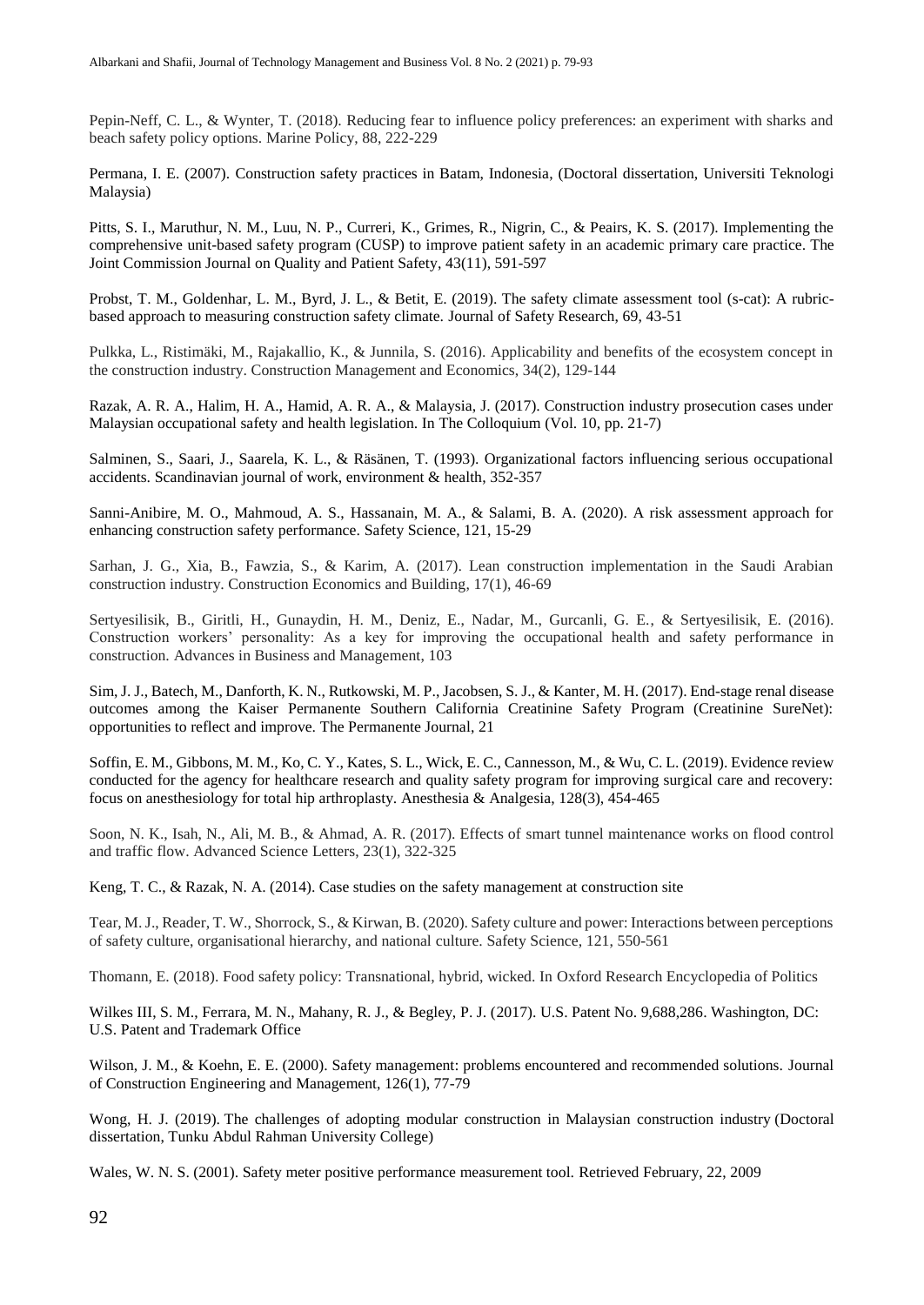Pepin-Neff, C. L., & Wynter, T. (2018). Reducing fear to influence policy preferences: an experiment with sharks and beach safety policy options. Marine Policy, 88, 222-229

Permana, I. E. (2007). Construction safety practices in Batam, Indonesia, (Doctoral dissertation, Universiti Teknologi Malaysia)

Pitts, S. I., Maruthur, N. M., Luu, N. P., Curreri, K., Grimes, R., Nigrin, C., & Peairs, K. S. (2017). Implementing the comprehensive unit-based safety program (CUSP) to improve patient safety in an academic primary care practice. The Joint Commission Journal on Quality and Patient Safety, 43(11), 591-597

Probst, T. M., Goldenhar, L. M., Byrd, J. L., & Betit, E. (2019). The safety climate assessment tool (s-cat): A rubric-based approach to measuring construction safety climate. Journal of Safety Research, 69, 43-51

Pulkka, L., Ristimäki, M., Rajakallio, K., & Junnila, S. (2016). Applicability and benefits of the ecosystem concept in the construction industry. Construction Management and Economics, 34(2), 129-144

Razak, A. R. A., Halim, H. A., Hamid, A. R. A., & Malaysia, J. (2017). Construction industry prosecution cases under Malaysian occupational safety and health legislation. In The Colloquium (Vol. 10, pp. 21-7)

Salminen, S., Saari, J., Saarela, K. L., & Räsänen, T. (1993). Organizational factors influencing serious occupational accidents. Scandinavian journal of work, environment & health, 352-357

Sanni-Anibire, M. O., Mahmoud, A. S., Hassanain, M. A., & Salami, B. A. (2020). A risk assessment approach for enhancing construction safety performance. Safety Science, 121, 15-29

Sarhan, J. G., Xia, B., Fawzia, S., & Karim, A. (2017). Lean construction implementation in the Saudi Arabian construction industry. Construction Economics and Building, 17(1), 46-69

Sertyesilisik, B., Giritli, H., Gunaydin, H. M., Deniz, E., Nadar, M., Gurcanli, G. E., & Sertyesilisik, E. (2016). Construction workers' personality: As a key for improving the occupational health and safety performance in construction. Advances in Business and Management, 103

Sim, J. J., Batech, M., Danforth, K. N., Rutkowski, M. P., Jacobsen, S. J., & Kanter, M. H. (2017). End-stage renal disease outcomes among the Kaiser Permanente Southern California Creatinine Safety Program (Creatinine SureNet): opportunities to reflect and improve. The Permanente Journal, 21

Soffin, E. M., Gibbons, M. M., Ko, C. Y., Kates, S. L., Wick, E. C., Cannesson, M., & Wu, C. L. (2019). Evidence review conducted for the agency for healthcare research and quality safety program for improving surgical care and recovery: focus on anesthesiology for total hip arthroplasty. Anesthesia & Analgesia, 128(3), 454-465

Soon, N. K., Isah, N., Ali, M. B., & Ahmad, A. R. (2017). Effects of smart tunnel maintenance works on flood control and traffic flow. Advanced Science Letters, 23(1), 322-325

Keng, T. C., & Razak, N. A. (2014). Case studies on the safety management at construction site

Tear, M. J., Reader, T. W., Shorrock, S., & Kirwan, B. (2020). Safety culture and power: Interactions between perceptions of safety culture, organisational hierarchy, and national culture. Safety Science, 121, 550-561

Thomann, E. (2018). Food safety policy: Transnational, hybrid, wicked. In Oxford Research Encyclopedia of Politics

Wilkes III, S. M., Ferrara, M. N., Mahany, R. J., & Begley, P. J. (2017). U.S. Patent No. 9,688,286. Washington, DC: U.S. Patent and Trademark Office

Wilson, J. M., & Koehn, E. E. (2000). Safety management: problems encountered and recommended solutions. Journal of Construction Engineering and Management, 126(1), 77-79

Wong, H. J. (2019). The challenges of adopting modular construction in Malaysian construction industry (Doctoral dissertation, Tunku Abdul Rahman University College)

Wales, W. N. S. (2001). Safety meter positive performance measurement tool. Retrieved February, 22, 2009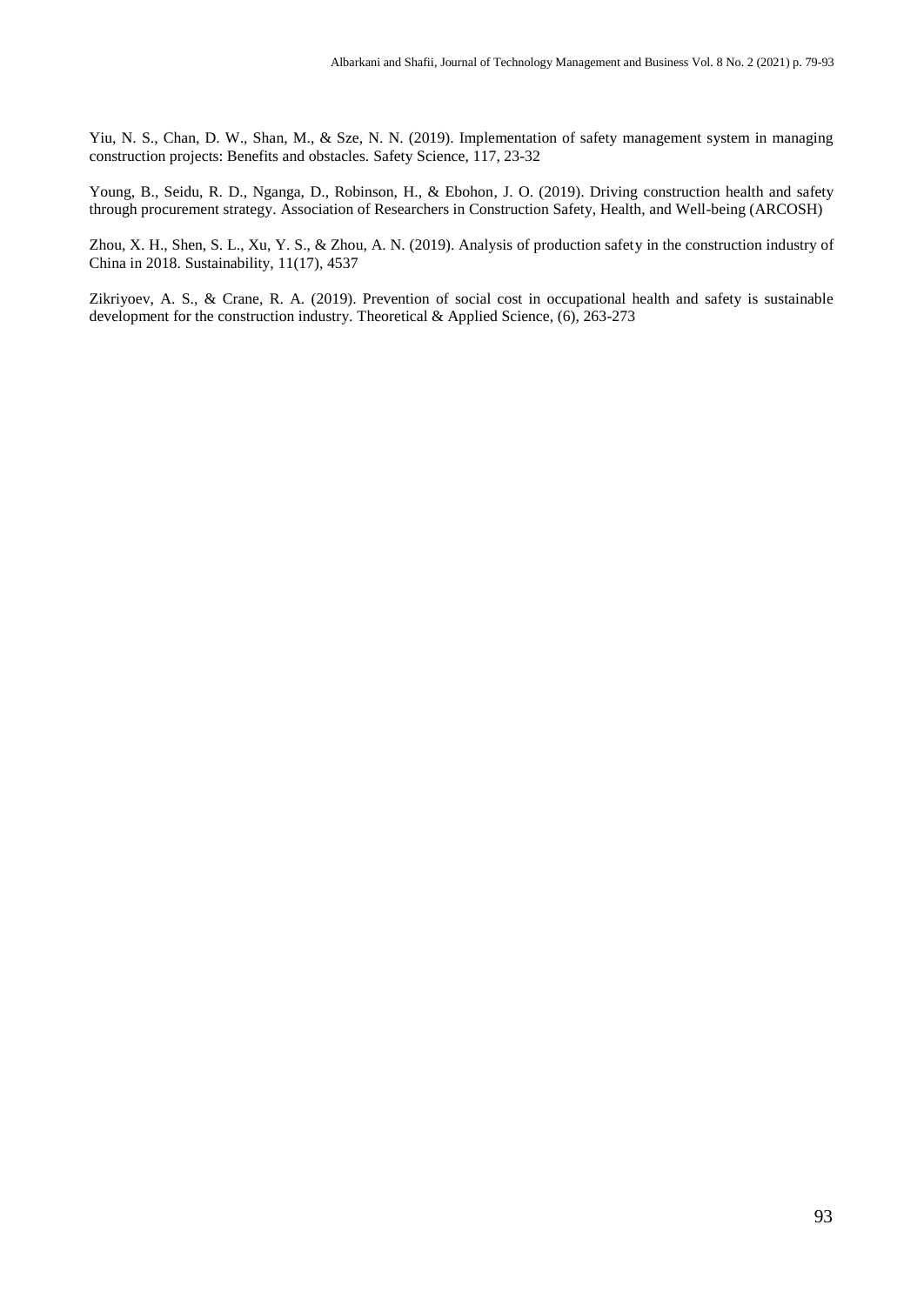Yiu, N. S., Chan, D. W., Shan, M., & Sze, N. N. (2019). Implementation of safety management system in managing construction projects: Benefits and obstacles. Safety Science, 117, 23-32

Young, B., Seidu, R. D., Nganga, D., Robinson, H., & Ebohon, J. O. (2019). Driving construction health and safety through procurement strategy. Association of Researchers in Construction Safety, Health, and Well-being (ARCOSH)

Zhou, X. H., Shen, S. L., Xu, Y. S., & Zhou, A. N. (2019). Analysis of production safety in the construction industry of China in 2018. Sustainability, 11(17), 4537

Zikriyoev, A. S., & Crane, R. A. (2019). Prevention of social cost in occupational health and safety is sustainable development for the construction industry. Theoretical & Applied Science, (6), 263-273